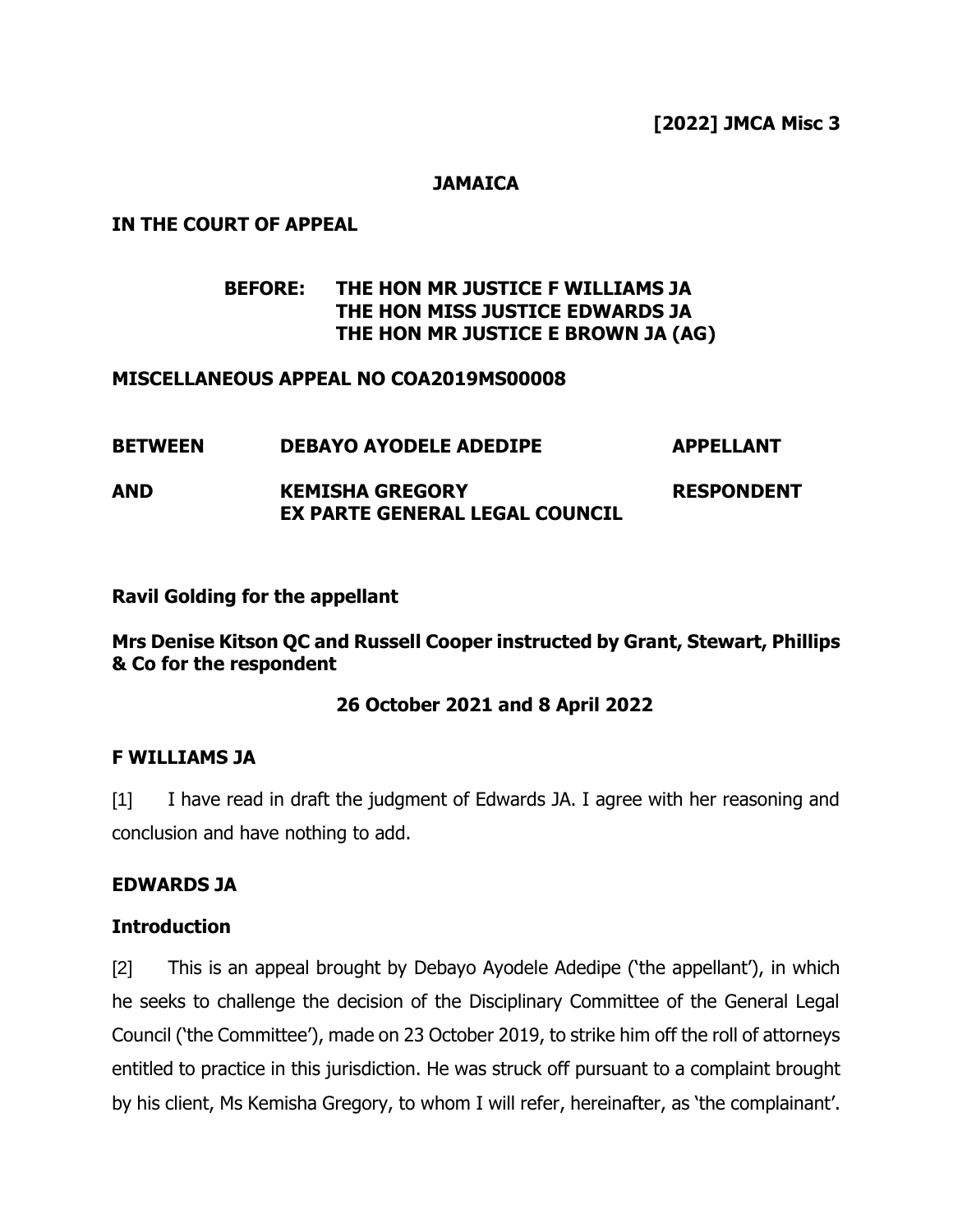**[2022] JMCA Misc 3**

**JAMAICA**

**IN THE COURT OF APPEAL**

**BEFORE: THE HON MR JUSTICE F WILLIAMS JA**
**THE HON MISS JUSTICE EDWARDS JA**
**THE HON MR JUSTICE E BROWN JA (AG)**

**MISCELLANEOUS APPEAL NO COA2019MS00008**

| | | |
|---|---|---|
| **BETWEEN** | **DEBAYO AYODELE ADEDIPE** | **APPELLANT** |
| **AND** | **KEMISHA GREGORY**<br>**EX PARTE GENERAL LEGAL COUNCIL** | **RESPONDENT** |

**Ravil Golding for the appellant**

**Mrs Denise Kitson QC and Russell Cooper instructed by Grant, Stewart, Phillips & Co for the respondent**

**26 October 2021 and 8 April 2022**

## F WILLIAMS JA

[1] I have read in draft the judgment of Edwards JA. I agree with her reasoning and conclusion and have nothing to add.

## EDWARDS JA

### Introduction

[2] This is an appeal brought by Debayo Ayodele Adedipe ('the appellant'), in which he seeks to challenge the decision of the Disciplinary Committee of the General Legal Council ('the Committee'), made on 23 October 2019, to strike him off the roll of attorneys entitled to practice in this jurisdiction. He was struck off pursuant to a complaint brought by his client, Ms Kemisha Gregory, to whom I will refer, hereinafter, as 'the complainant'.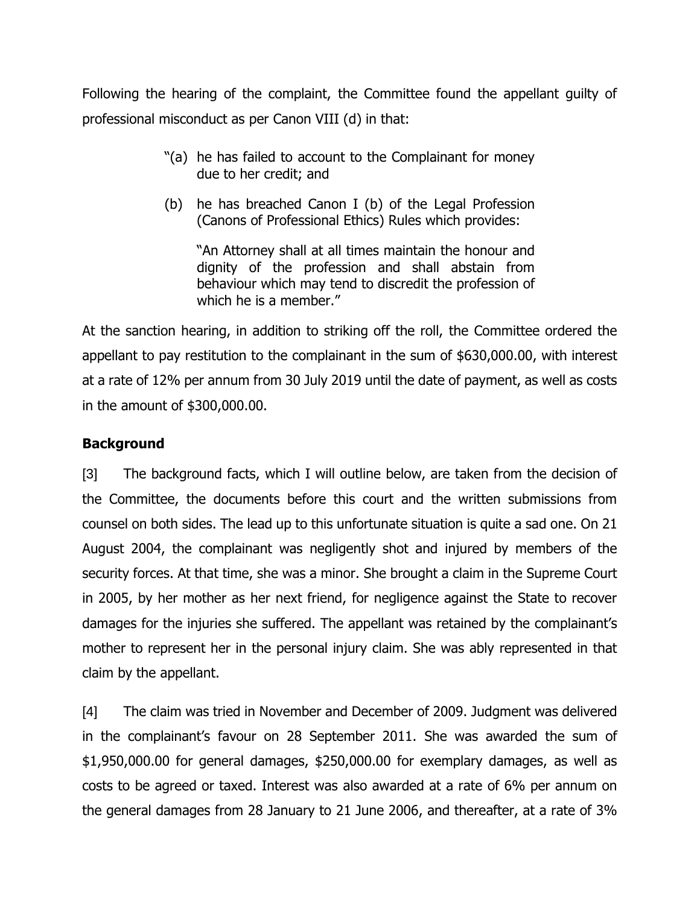Following the hearing of the complaint, the Committee found the appellant guilty of professional misconduct as per Canon VIII (d) in that:

> "(a) he has failed to account to the Complainant for money due to her credit; and
>
> (b) he has breached Canon I (b) of the Legal Profession (Canons of Professional Ethics) Rules which provides:
>
> "An Attorney shall at all times maintain the honour and dignity of the profession and shall abstain from behaviour which may tend to discredit the profession of which he is a member."

At the sanction hearing, in addition to striking off the roll, the Committee ordered the appellant to pay restitution to the complainant in the sum of $630,000.00, with interest at a rate of 12% per annum from 30 July 2019 until the date of payment, as well as costs in the amount of $300,000.00.

**Background**

[3] The background facts, which I will outline below, are taken from the decision of the Committee, the documents before this court and the written submissions from counsel on both sides. The lead up to this unfortunate situation is quite a sad one. On 21 August 2004, the complainant was negligently shot and injured by members of the security forces. At that time, she was a minor. She brought a claim in the Supreme Court in 2005, by her mother as her next friend, for negligence against the State to recover damages for the injuries she suffered. The appellant was retained by the complainant's mother to represent her in the personal injury claim. She was ably represented in that claim by the appellant.

[4] The claim was tried in November and December of 2009. Judgment was delivered in the complainant's favour on 28 September 2011. She was awarded the sum of $1,950,000.00 for general damages, $250,000.00 for exemplary damages, as well as costs to be agreed or taxed. Interest was also awarded at a rate of 6% per annum on the general damages from 28 January to 21 June 2006, and thereafter, at a rate of 3%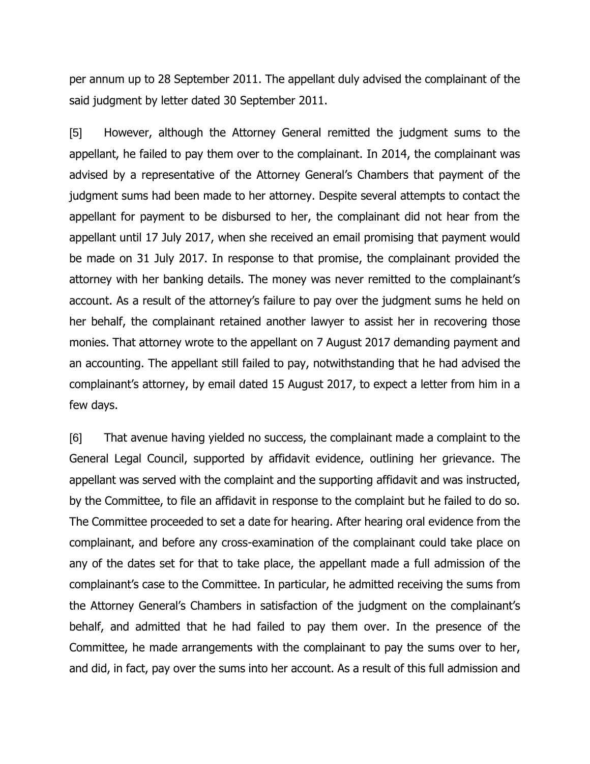per annum up to 28 September 2011. The appellant duly advised the complainant of the said judgment by letter dated 30 September 2011.

[5] However, although the Attorney General remitted the judgment sums to the appellant, he failed to pay them over to the complainant. In 2014, the complainant was advised by a representative of the Attorney General's Chambers that payment of the judgment sums had been made to her attorney. Despite several attempts to contact the appellant for payment to be disbursed to her, the complainant did not hear from the appellant until 17 July 2017, when she received an email promising that payment would be made on 31 July 2017. In response to that promise, the complainant provided the attorney with her banking details. The money was never remitted to the complainant's account. As a result of the attorney's failure to pay over the judgment sums he held on her behalf, the complainant retained another lawyer to assist her in recovering those monies. That attorney wrote to the appellant on 7 August 2017 demanding payment and an accounting. The appellant still failed to pay, notwithstanding that he had advised the complainant's attorney, by email dated 15 August 2017, to expect a letter from him in a few days.

[6] That avenue having yielded no success, the complainant made a complaint to the General Legal Council, supported by affidavit evidence, outlining her grievance. The appellant was served with the complaint and the supporting affidavit and was instructed, by the Committee, to file an affidavit in response to the complaint but he failed to do so. The Committee proceeded to set a date for hearing. After hearing oral evidence from the complainant, and before any cross-examination of the complainant could take place on any of the dates set for that to take place, the appellant made a full admission of the complainant's case to the Committee. In particular, he admitted receiving the sums from the Attorney General's Chambers in satisfaction of the judgment on the complainant's behalf, and admitted that he had failed to pay them over. In the presence of the Committee, he made arrangements with the complainant to pay the sums over to her, and did, in fact, pay over the sums into her account. As a result of this full admission and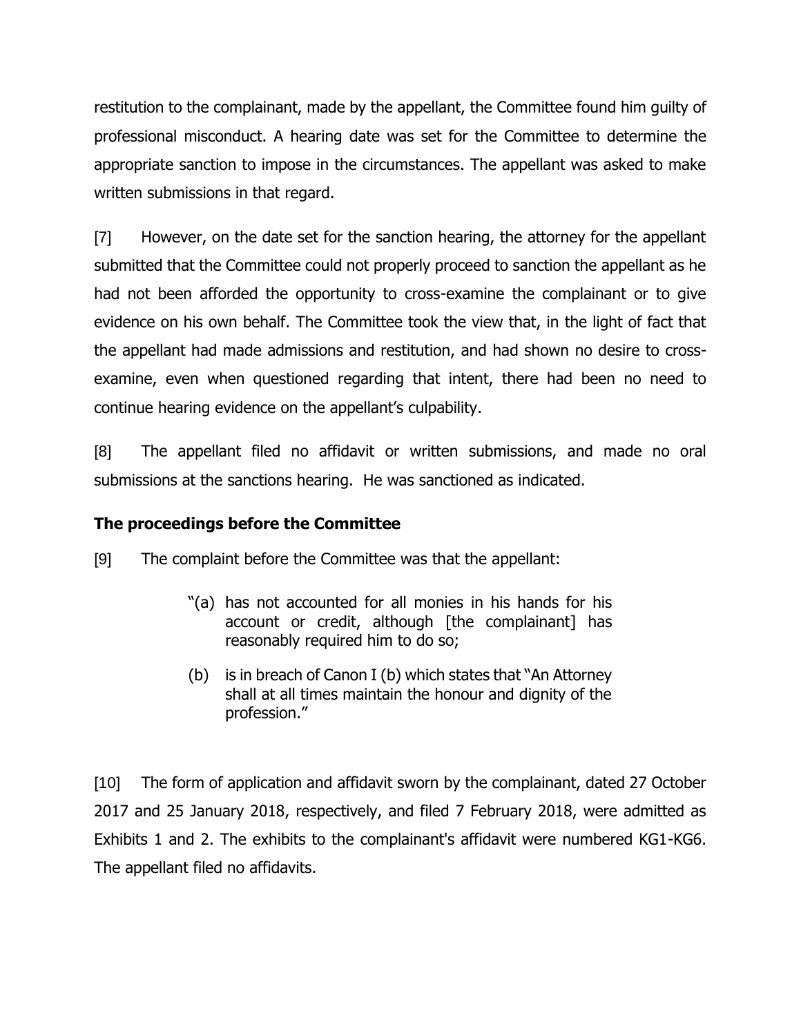restitution to the complainant, made by the appellant, the Committee found him guilty of professional misconduct. A hearing date was set for the Committee to determine the appropriate sanction to impose in the circumstances. The appellant was asked to make written submissions in that regard.

[7] However, on the date set for the sanction hearing, the attorney for the appellant submitted that the Committee could not properly proceed to sanction the appellant as he had not been afforded the opportunity to cross-examine the complainant or to give evidence on his own behalf. The Committee took the view that, in the light of fact that the appellant had made admissions and restitution, and had shown no desire to cross-examine, even when questioned regarding that intent, there had been no need to continue hearing evidence on the appellant's culpability.

[8] The appellant filed no affidavit or written submissions, and made no oral submissions at the sanctions hearing. He was sanctioned as indicated.

## The proceedings before the Committee

[9] The complaint before the Committee was that the appellant:

> "(a) has not accounted for all monies in his hands for his account or credit, although [the complainant] has reasonably required him to do so;
>
> (b) is in breach of Canon I (b) which states that "An Attorney shall at all times maintain the honour and dignity of the profession."

[10] The form of application and affidavit sworn by the complainant, dated 27 October 2017 and 25 January 2018, respectively, and filed 7 February 2018, were admitted as Exhibits 1 and 2. The exhibits to the complainant's affidavit were numbered KG1-KG6. The appellant filed no affidavits.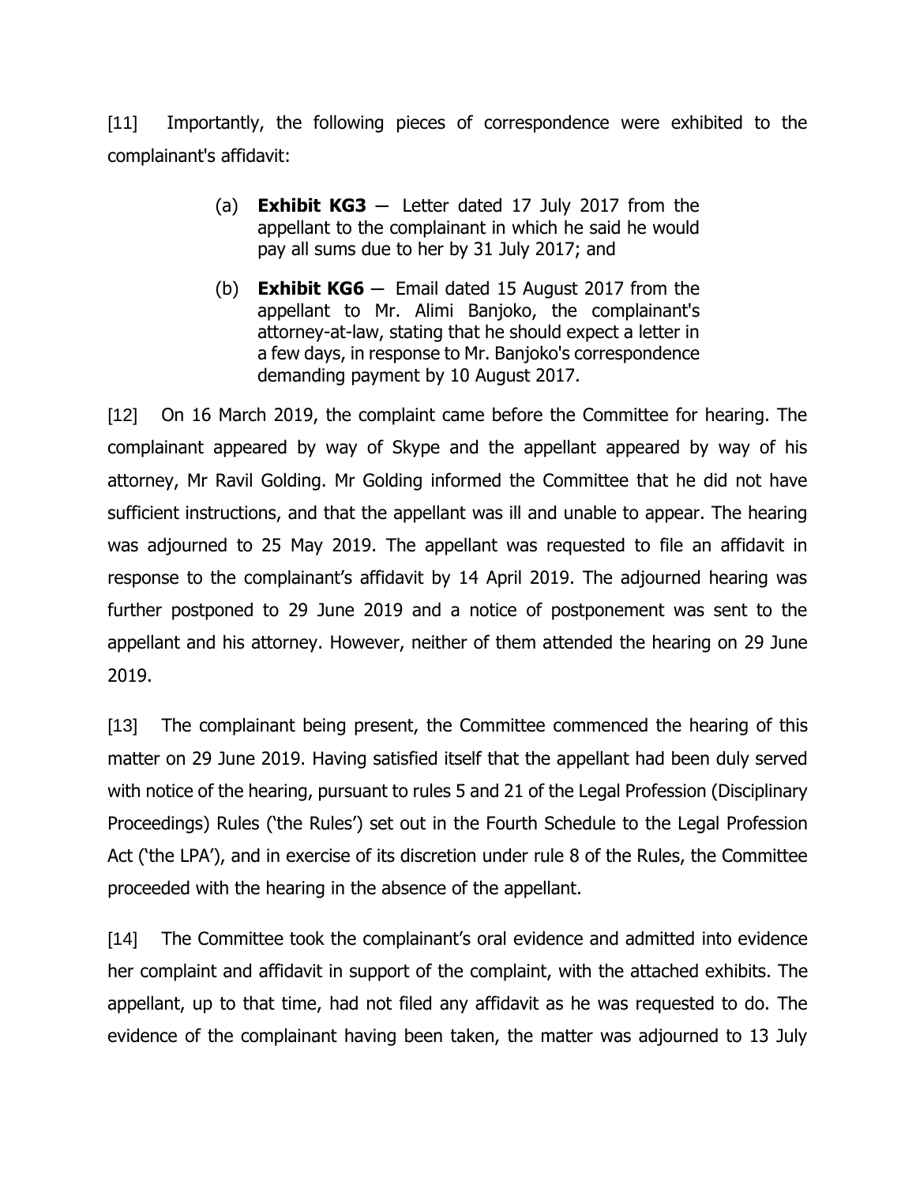[11] Importantly, the following pieces of correspondence were exhibited to the complainant's affidavit:

> (a) **Exhibit KG3** — Letter dated 17 July 2017 from the appellant to the complainant in which he said he would pay all sums due to her by 31 July 2017; and
>
> (b) **Exhibit KG6** — Email dated 15 August 2017 from the appellant to Mr. Alimi Banjoko, the complainant's attorney-at-law, stating that he should expect a letter in a few days, in response to Mr. Banjoko's correspondence demanding payment by 10 August 2017.

[12] On 16 March 2019, the complaint came before the Committee for hearing. The complainant appeared by way of Skype and the appellant appeared by way of his attorney, Mr Ravil Golding. Mr Golding informed the Committee that he did not have sufficient instructions, and that the appellant was ill and unable to appear. The hearing was adjourned to 25 May 2019. The appellant was requested to file an affidavit in response to the complainant's affidavit by 14 April 2019. The adjourned hearing was further postponed to 29 June 2019 and a notice of postponement was sent to the appellant and his attorney. However, neither of them attended the hearing on 29 June 2019.

[13] The complainant being present, the Committee commenced the hearing of this matter on 29 June 2019. Having satisfied itself that the appellant had been duly served with notice of the hearing, pursuant to rules 5 and 21 of the Legal Profession (Disciplinary Proceedings) Rules ('the Rules') set out in the Fourth Schedule to the Legal Profession Act ('the LPA'), and in exercise of its discretion under rule 8 of the Rules, the Committee proceeded with the hearing in the absence of the appellant.

[14] The Committee took the complainant's oral evidence and admitted into evidence her complaint and affidavit in support of the complaint, with the attached exhibits. The appellant, up to that time, had not filed any affidavit as he was requested to do. The evidence of the complainant having been taken, the matter was adjourned to 13 July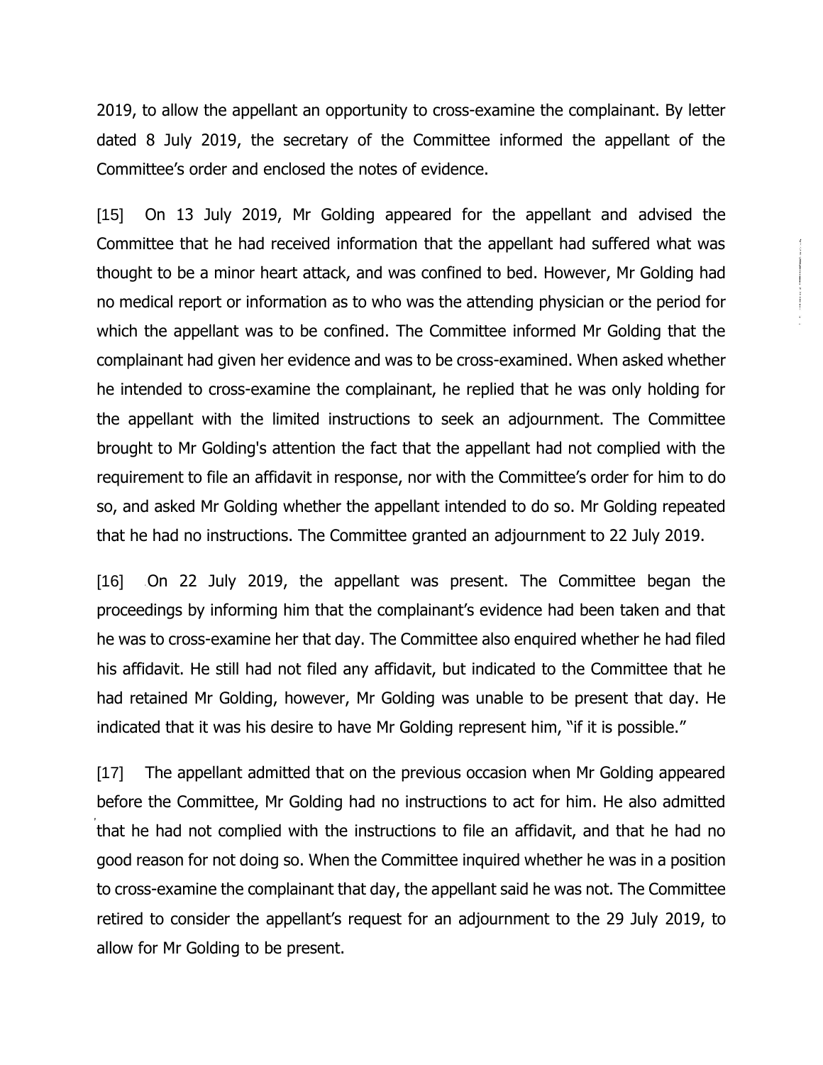2019, to allow the appellant an opportunity to cross-examine the complainant. By letter dated 8 July 2019, the secretary of the Committee informed the appellant of the Committee's order and enclosed the notes of evidence.

[15] On 13 July 2019, Mr Golding appeared for the appellant and advised the Committee that he had received information that the appellant had suffered what was thought to be a minor heart attack, and was confined to bed. However, Mr Golding had no medical report or information as to who was the attending physician or the period for which the appellant was to be confined. The Committee informed Mr Golding that the complainant had given her evidence and was to be cross-examined. When asked whether he intended to cross-examine the complainant, he replied that he was only holding for the appellant with the limited instructions to seek an adjournment. The Committee brought to Mr Golding's attention the fact that the appellant had not complied with the requirement to file an affidavit in response, nor with the Committee's order for him to do so, and asked Mr Golding whether the appellant intended to do so. Mr Golding repeated that he had no instructions. The Committee granted an adjournment to 22 July 2019.

[16] On 22 July 2019, the appellant was present. The Committee began the proceedings by informing him that the complainant's evidence had been taken and that he was to cross-examine her that day. The Committee also enquired whether he had filed his affidavit. He still had not filed any affidavit, but indicated to the Committee that he had retained Mr Golding, however, Mr Golding was unable to be present that day. He indicated that it was his desire to have Mr Golding represent him, "if it is possible."

[17] The appellant admitted that on the previous occasion when Mr Golding appeared before the Committee, Mr Golding had no instructions to act for him. He also admitted that he had not complied with the instructions to file an affidavit, and that he had no good reason for not doing so. When the Committee inquired whether he was in a position to cross-examine the complainant that day, the appellant said he was not. The Committee retired to consider the appellant's request for an adjournment to the 29 July 2019, to allow for Mr Golding to be present.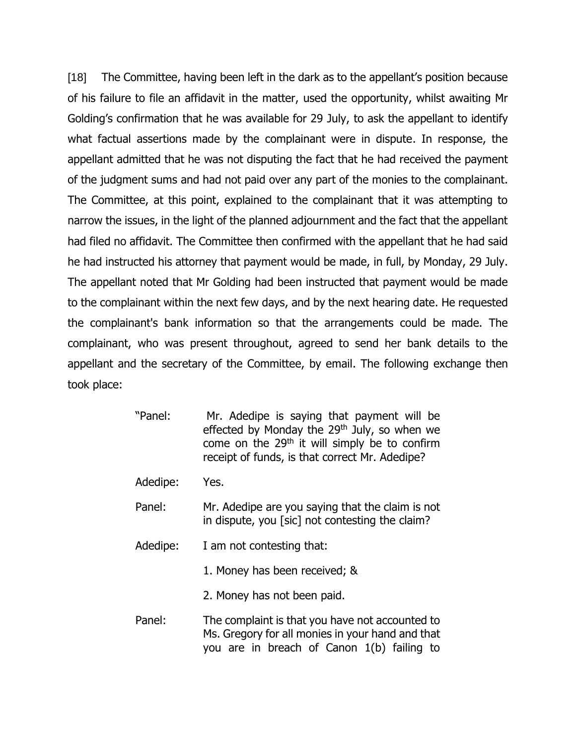[18] The Committee, having been left in the dark as to the appellant's position because of his failure to file an affidavit in the matter, used the opportunity, whilst awaiting Mr Golding's confirmation that he was available for 29 July, to ask the appellant to identify what factual assertions made by the complainant were in dispute. In response, the appellant admitted that he was not disputing the fact that he had received the payment of the judgment sums and had not paid over any part of the monies to the complainant. The Committee, at this point, explained to the complainant that it was attempting to narrow the issues, in the light of the planned adjournment and the fact that the appellant had filed no affidavit. The Committee then confirmed with the appellant that he had said he had instructed his attorney that payment would be made, in full, by Monday, 29 July. The appellant noted that Mr Golding had been instructed that payment would be made to the complainant within the next few days, and by the next hearing date. He requested the complainant's bank information so that the arrangements could be made. The complainant, who was present throughout, agreed to send her bank details to the appellant and the secretary of the Committee, by email. The following exchange then took place:

> "Panel: Mr. Adedipe is saying that payment will be effected by Monday the 29th July, so when we come on the 29th it will simply be to confirm receipt of funds, is that correct Mr. Adedipe?
>
> Adedipe: Yes.
>
> Panel: Mr. Adedipe are you saying that the claim is not in dispute, you [sic] not contesting the claim?
>
> Adedipe: I am not contesting that:
>
> 1. Money has been received; &
>
> 2. Money has not been paid.
>
> Panel: The complaint is that you have not accounted to Ms. Gregory for all monies in your hand and that you are in breach of Canon 1(b) failing to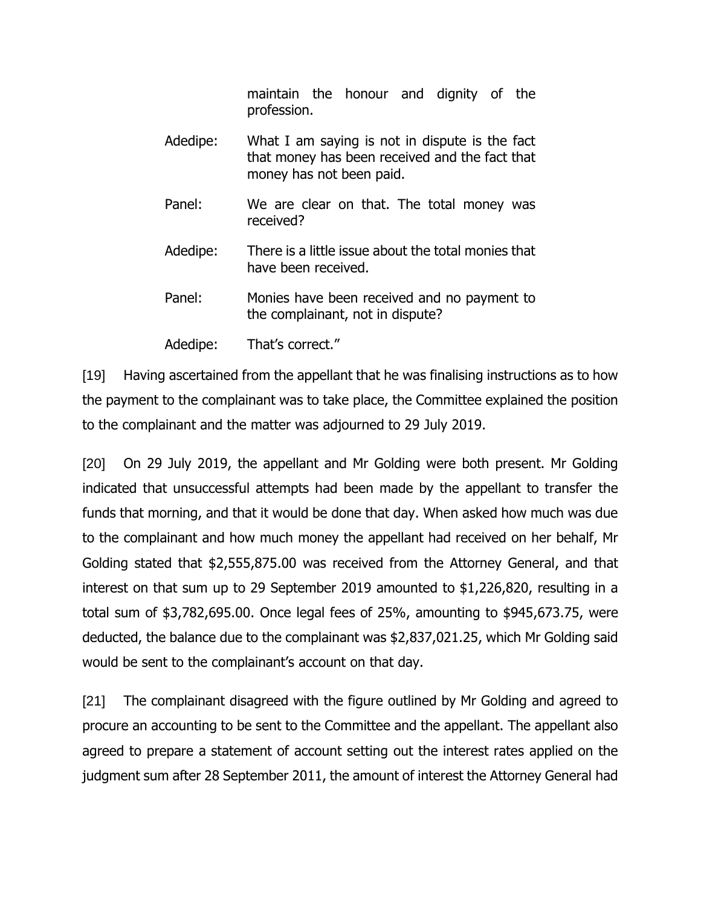maintain the honour and dignity of the profession.

Adedipe: What I am saying is not in dispute is the fact that money has been received and the fact that money has not been paid.

Panel: We are clear on that. The total money was received?

Adedipe: There is a little issue about the total monies that have been received.

Panel: Monies have been received and no payment to the complainant, not in dispute?

Adedipe: That's correct."

[19] Having ascertained from the appellant that he was finalising instructions as to how the payment to the complainant was to take place, the Committee explained the position to the complainant and the matter was adjourned to 29 July 2019.

[20] On 29 July 2019, the appellant and Mr Golding were both present. Mr Golding indicated that unsuccessful attempts had been made by the appellant to transfer the funds that morning, and that it would be done that day. When asked how much was due to the complainant and how much money the appellant had received on her behalf, Mr Golding stated that $2,555,875.00 was received from the Attorney General, and that interest on that sum up to 29 September 2019 amounted to $1,226,820, resulting in a total sum of $3,782,695.00. Once legal fees of 25%, amounting to $945,673.75, were deducted, the balance due to the complainant was $2,837,021.25, which Mr Golding said would be sent to the complainant's account on that day.

[21] The complainant disagreed with the figure outlined by Mr Golding and agreed to procure an accounting to be sent to the Committee and the appellant. The appellant also agreed to prepare a statement of account setting out the interest rates applied on the judgment sum after 28 September 2011, the amount of interest the Attorney General had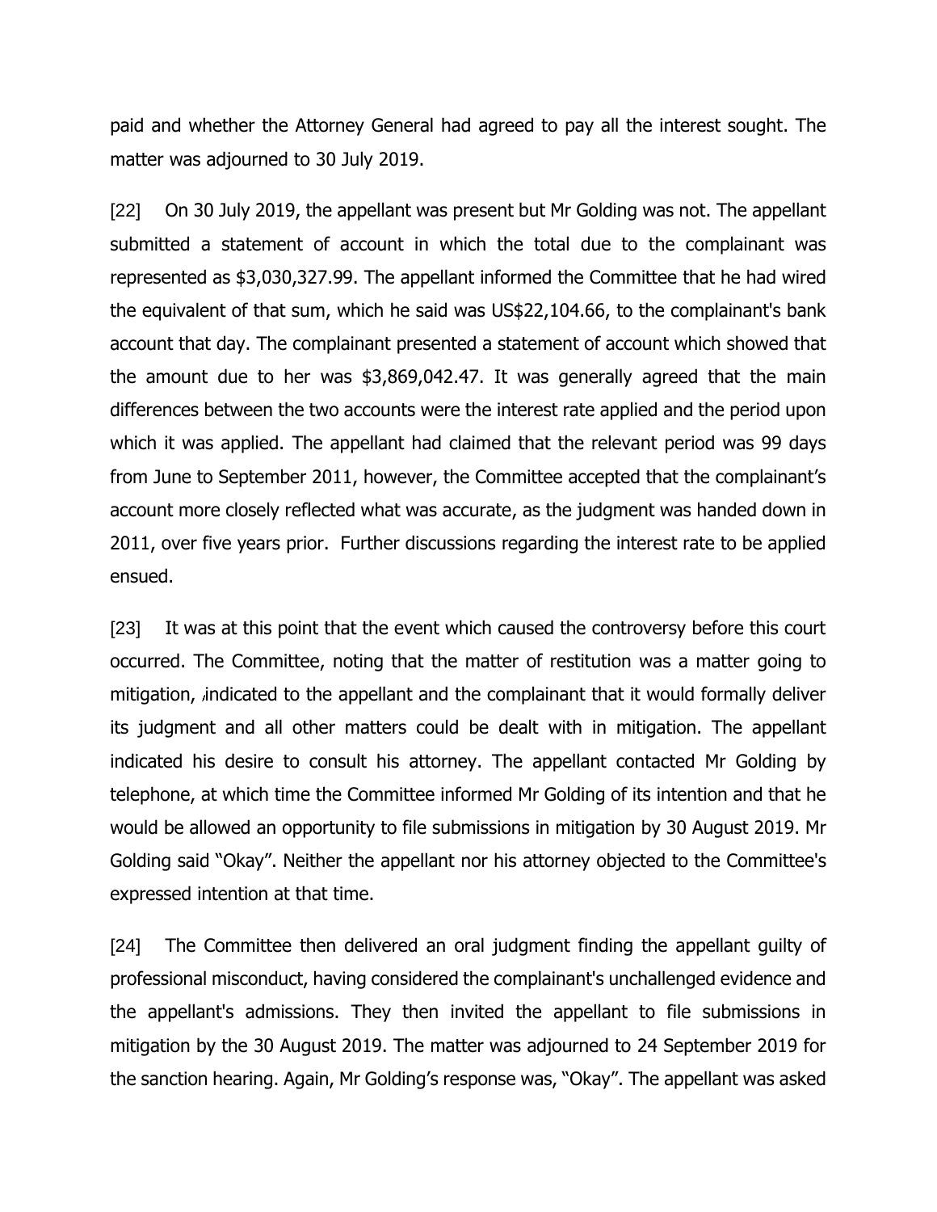paid and whether the Attorney General had agreed to pay all the interest sought. The matter was adjourned to 30 July 2019.

[22] On 30 July 2019, the appellant was present but Mr Golding was not. The appellant submitted a statement of account in which the total due to the complainant was represented as $3,030,327.99. The appellant informed the Committee that he had wired the equivalent of that sum, which he said was US$22,104.66, to the complainant's bank account that day. The complainant presented a statement of account which showed that the amount due to her was $3,869,042.47. It was generally agreed that the main differences between the two accounts were the interest rate applied and the period upon which it was applied. The appellant had claimed that the relevant period was 99 days from June to September 2011, however, the Committee accepted that the complainant's account more closely reflected what was accurate, as the judgment was handed down in 2011, over five years prior. Further discussions regarding the interest rate to be applied ensued.

[23] It was at this point that the event which caused the controversy before this court occurred. The Committee, noting that the matter of restitution was a matter going to mitigation, indicated to the appellant and the complainant that it would formally deliver its judgment and all other matters could be dealt with in mitigation. The appellant indicated his desire to consult his attorney. The appellant contacted Mr Golding by telephone, at which time the Committee informed Mr Golding of its intention and that he would be allowed an opportunity to file submissions in mitigation by 30 August 2019. Mr Golding said "Okay". Neither the appellant nor his attorney objected to the Committee's expressed intention at that time.

[24] The Committee then delivered an oral judgment finding the appellant guilty of professional misconduct, having considered the complainant's unchallenged evidence and the appellant's admissions. They then invited the appellant to file submissions in mitigation by the 30 August 2019. The matter was adjourned to 24 September 2019 for the sanction hearing. Again, Mr Golding's response was, "Okay". The appellant was asked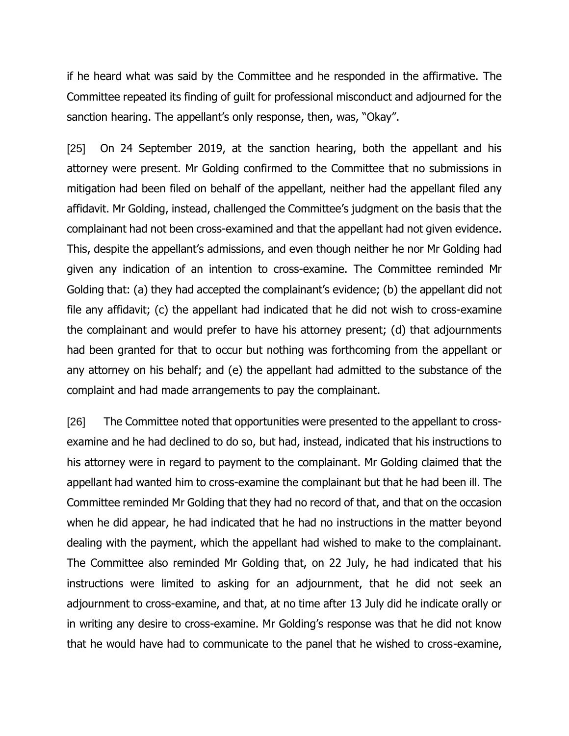if he heard what was said by the Committee and he responded in the affirmative. The Committee repeated its finding of guilt for professional misconduct and adjourned for the sanction hearing. The appellant's only response, then, was, "Okay".

[25] On 24 September 2019, at the sanction hearing, both the appellant and his attorney were present. Mr Golding confirmed to the Committee that no submissions in mitigation had been filed on behalf of the appellant, neither had the appellant filed any affidavit. Mr Golding, instead, challenged the Committee's judgment on the basis that the complainant had not been cross-examined and that the appellant had not given evidence. This, despite the appellant's admissions, and even though neither he nor Mr Golding had given any indication of an intention to cross-examine. The Committee reminded Mr Golding that: (a) they had accepted the complainant's evidence; (b) the appellant did not file any affidavit; (c) the appellant had indicated that he did not wish to cross-examine the complainant and would prefer to have his attorney present; (d) that adjournments had been granted for that to occur but nothing was forthcoming from the appellant or any attorney on his behalf; and (e) the appellant had admitted to the substance of the complaint and had made arrangements to pay the complainant.

[26] The Committee noted that opportunities were presented to the appellant to cross-examine and he had declined to do so, but had, instead, indicated that his instructions to his attorney were in regard to payment to the complainant. Mr Golding claimed that the appellant had wanted him to cross-examine the complainant but that he had been ill. The Committee reminded Mr Golding that they had no record of that, and that on the occasion when he did appear, he had indicated that he had no instructions in the matter beyond dealing with the payment, which the appellant had wished to make to the complainant. The Committee also reminded Mr Golding that, on 22 July, he had indicated that his instructions were limited to asking for an adjournment, that he did not seek an adjournment to cross-examine, and that, at no time after 13 July did he indicate orally or in writing any desire to cross-examine. Mr Golding's response was that he did not know that he would have had to communicate to the panel that he wished to cross-examine,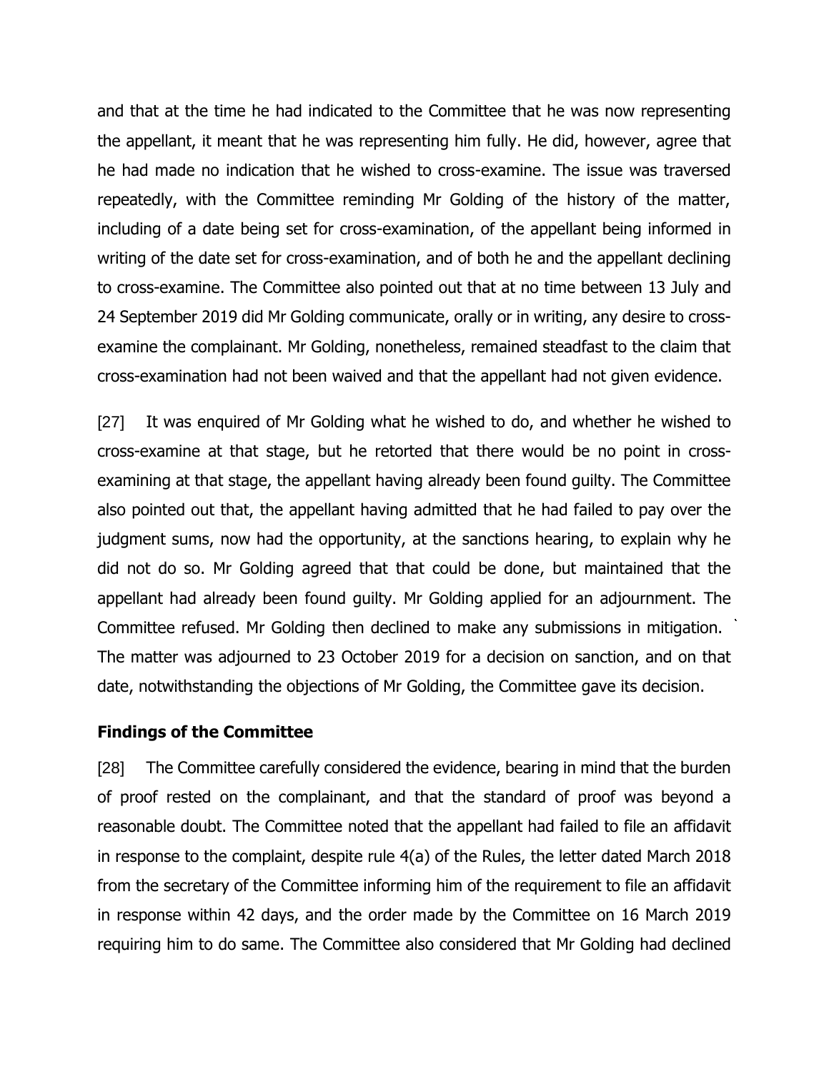and that at the time he had indicated to the Committee that he was now representing the appellant, it meant that he was representing him fully. He did, however, agree that he had made no indication that he wished to cross-examine. The issue was traversed repeatedly, with the Committee reminding Mr Golding of the history of the matter, including of a date being set for cross-examination, of the appellant being informed in writing of the date set for cross-examination, and of both he and the appellant declining to cross-examine. The Committee also pointed out that at no time between 13 July and 24 September 2019 did Mr Golding communicate, orally or in writing, any desire to cross-examine the complainant. Mr Golding, nonetheless, remained steadfast to the claim that cross-examination had not been waived and that the appellant had not given evidence.

[27] It was enquired of Mr Golding what he wished to do, and whether he wished to cross-examine at that stage, but he retorted that there would be no point in cross-examining at that stage, the appellant having already been found guilty. The Committee also pointed out that, the appellant having admitted that he had failed to pay over the judgment sums, now had the opportunity, at the sanctions hearing, to explain why he did not do so. Mr Golding agreed that that could be done, but maintained that the appellant had already been found guilty. Mr Golding applied for an adjournment. The Committee refused. Mr Golding then declined to make any submissions in mitigation. The matter was adjourned to 23 October 2019 for a decision on sanction, and on that date, notwithstanding the objections of Mr Golding, the Committee gave its decision.

## Findings of the Committee

[28] The Committee carefully considered the evidence, bearing in mind that the burden of proof rested on the complainant, and that the standard of proof was beyond a reasonable doubt. The Committee noted that the appellant had failed to file an affidavit in response to the complaint, despite rule 4(a) of the Rules, the letter dated March 2018 from the secretary of the Committee informing him of the requirement to file an affidavit in response within 42 days, and the order made by the Committee on 16 March 2019 requiring him to do same. The Committee also considered that Mr Golding had declined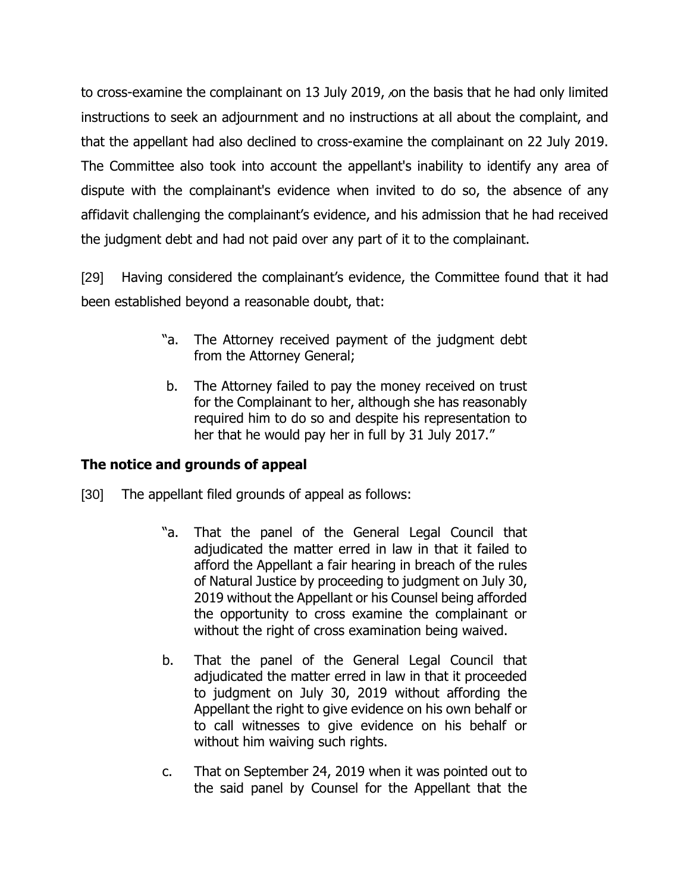to cross-examine the complainant on 13 July 2019, on the basis that he had only limited instructions to seek an adjournment and no instructions at all about the complaint, and that the appellant had also declined to cross-examine the complainant on 22 July 2019. The Committee also took into account the appellant's inability to identify any area of dispute with the complainant's evidence when invited to do so, the absence of any affidavit challenging the complainant's evidence, and his admission that he had received the judgment debt and had not paid over any part of it to the complainant.

[29] Having considered the complainant's evidence, the Committee found that it had been established beyond a reasonable doubt, that:

> "a. The Attorney received payment of the judgment debt from the Attorney General;
>
> b. The Attorney failed to pay the money received on trust for the Complainant to her, although she has reasonably required him to do so and despite his representation to her that he would pay her in full by 31 July 2017."

## The notice and grounds of appeal

[30] The appellant filed grounds of appeal as follows:

> "a. That the panel of the General Legal Council that adjudicated the matter erred in law in that it failed to afford the Appellant a fair hearing in breach of the rules of Natural Justice by proceeding to judgment on July 30, 2019 without the Appellant or his Counsel being afforded the opportunity to cross examine the complainant or without the right of cross examination being waived.
>
> b. That the panel of the General Legal Council that adjudicated the matter erred in law in that it proceeded to judgment on July 30, 2019 without affording the Appellant the right to give evidence on his own behalf or to call witnesses to give evidence on his behalf or without him waiving such rights.
>
> c. That on September 24, 2019 when it was pointed out to the said panel by Counsel for the Appellant that the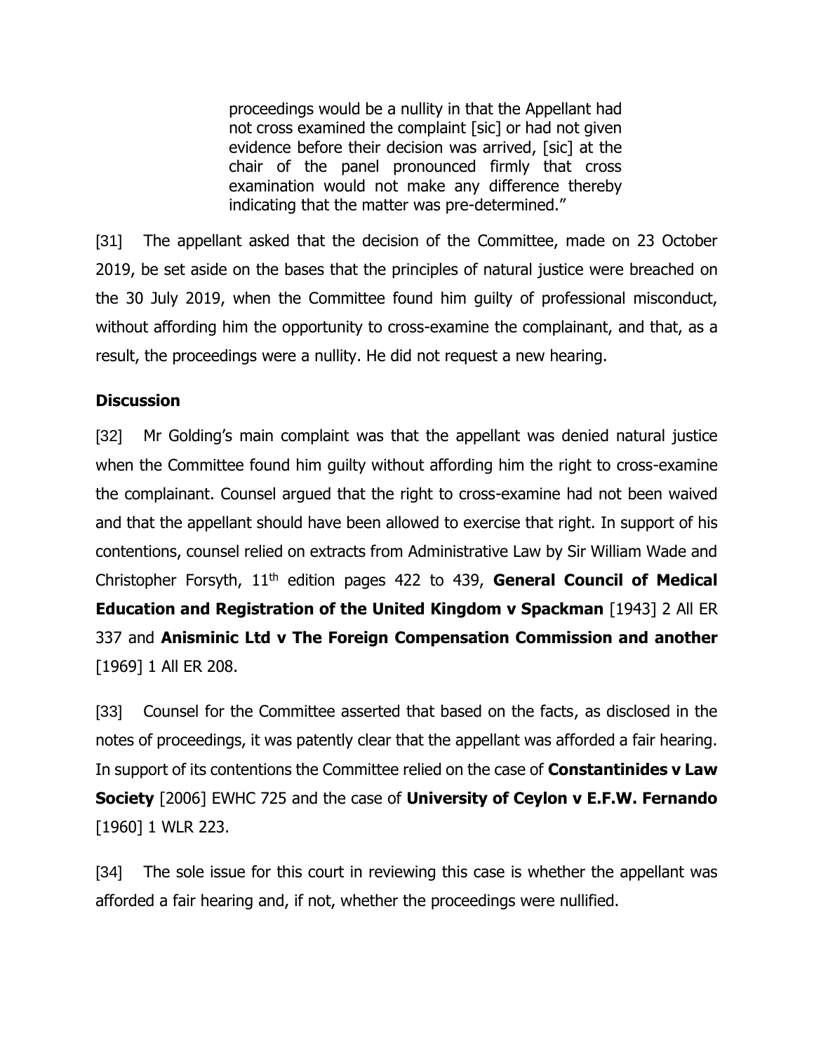> proceedings would be a nullity in that the Appellant had not cross examined the complaint [sic] or had not given evidence before their decision was arrived, [sic] at the chair of the panel pronounced firmly that cross examination would not make any difference thereby indicating that the matter was pre-determined."

[31] The appellant asked that the decision of the Committee, made on 23 October 2019, be set aside on the bases that the principles of natural justice were breached on the 30 July 2019, when the Committee found him guilty of professional misconduct, without affording him the opportunity to cross-examine the complainant, and that, as a result, the proceedings were a nullity. He did not request a new hearing.

**Discussion**

[32] Mr Golding's main complaint was that the appellant was denied natural justice when the Committee found him guilty without affording him the right to cross-examine the complainant. Counsel argued that the right to cross-examine had not been waived and that the appellant should have been allowed to exercise that right. In support of his contentions, counsel relied on extracts from Administrative Law by Sir William Wade and Christopher Forsyth, 11th edition pages 422 to 439, **General Council of Medical Education and Registration of the United Kingdom v Spackman** [1943] 2 All ER 337 and **Anisminic Ltd v The Foreign Compensation Commission and another** [1969] 1 All ER 208.

[33] Counsel for the Committee asserted that based on the facts, as disclosed in the notes of proceedings, it was patently clear that the appellant was afforded a fair hearing. In support of its contentions the Committee relied on the case of **Constantinides v Law Society** [2006] EWHC 725 and the case of **University of Ceylon v E.F.W. Fernando** [1960] 1 WLR 223.

[34] The sole issue for this court in reviewing this case is whether the appellant was afforded a fair hearing and, if not, whether the proceedings were nullified.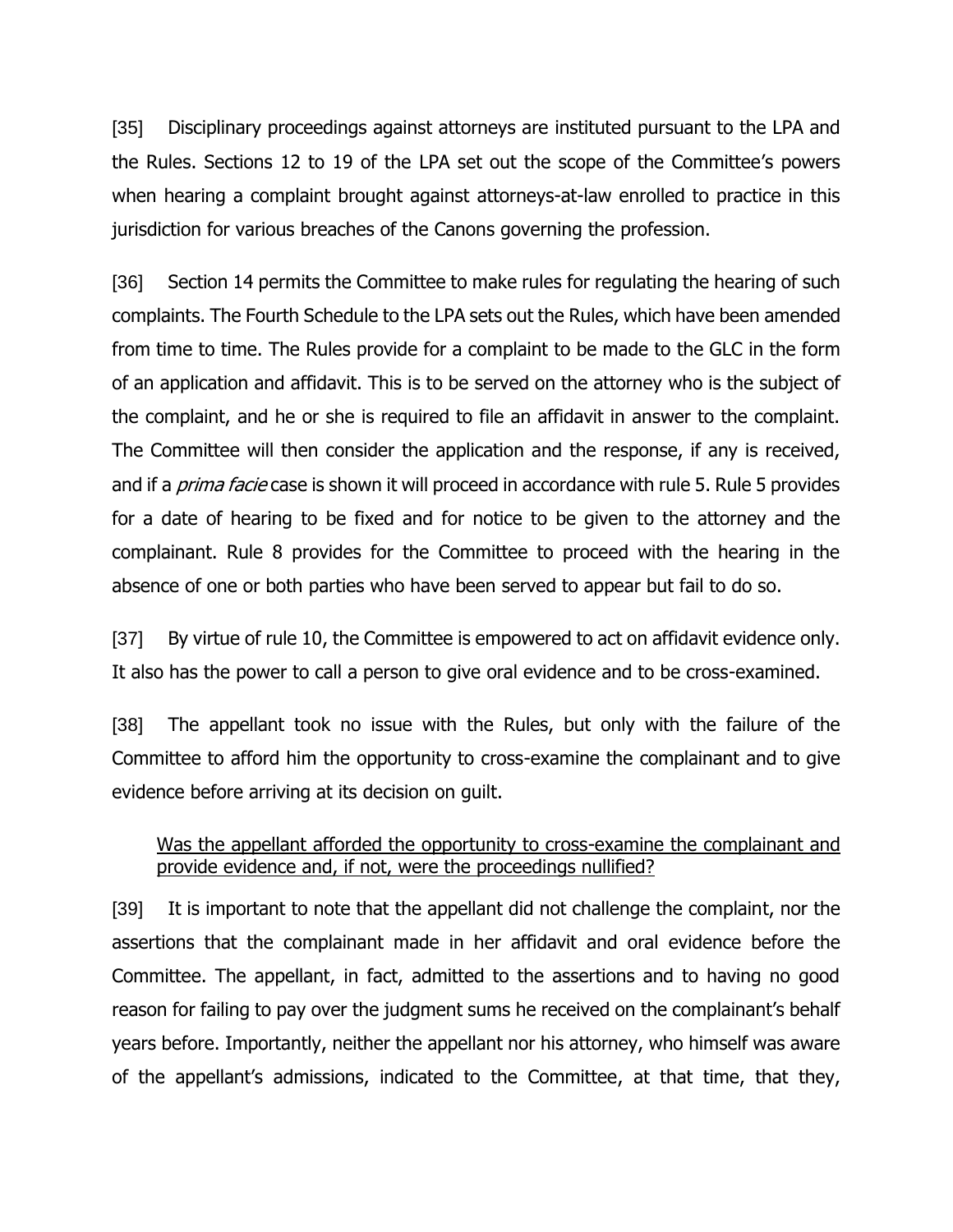[35] Disciplinary proceedings against attorneys are instituted pursuant to the LPA and the Rules. Sections 12 to 19 of the LPA set out the scope of the Committee's powers when hearing a complaint brought against attorneys-at-law enrolled to practice in this jurisdiction for various breaches of the Canons governing the profession.

[36] Section 14 permits the Committee to make rules for regulating the hearing of such complaints. The Fourth Schedule to the LPA sets out the Rules, which have been amended from time to time. The Rules provide for a complaint to be made to the GLC in the form of an application and affidavit. This is to be served on the attorney who is the subject of the complaint, and he or she is required to file an affidavit in answer to the complaint. The Committee will then consider the application and the response, if any is received, and if a *prima facie* case is shown it will proceed in accordance with rule 5. Rule 5 provides for a date of hearing to be fixed and for notice to be given to the attorney and the complainant. Rule 8 provides for the Committee to proceed with the hearing in the absence of one or both parties who have been served to appear but fail to do so.

[37] By virtue of rule 10, the Committee is empowered to act on affidavit evidence only. It also has the power to call a person to give oral evidence and to be cross-examined.

[38] The appellant took no issue with the Rules, but only with the failure of the Committee to afford him the opportunity to cross-examine the complainant and to give evidence before arriving at its decision on guilt.

<u>Was the appellant afforded the opportunity to cross-examine the complainant and provide evidence and, if not, were the proceedings nullified?</u>

[39] It is important to note that the appellant did not challenge the complaint, nor the assertions that the complainant made in her affidavit and oral evidence before the Committee. The appellant, in fact, admitted to the assertions and to having no good reason for failing to pay over the judgment sums he received on the complainant's behalf years before. Importantly, neither the appellant nor his attorney, who himself was aware of the appellant's admissions, indicated to the Committee, at that time, that they,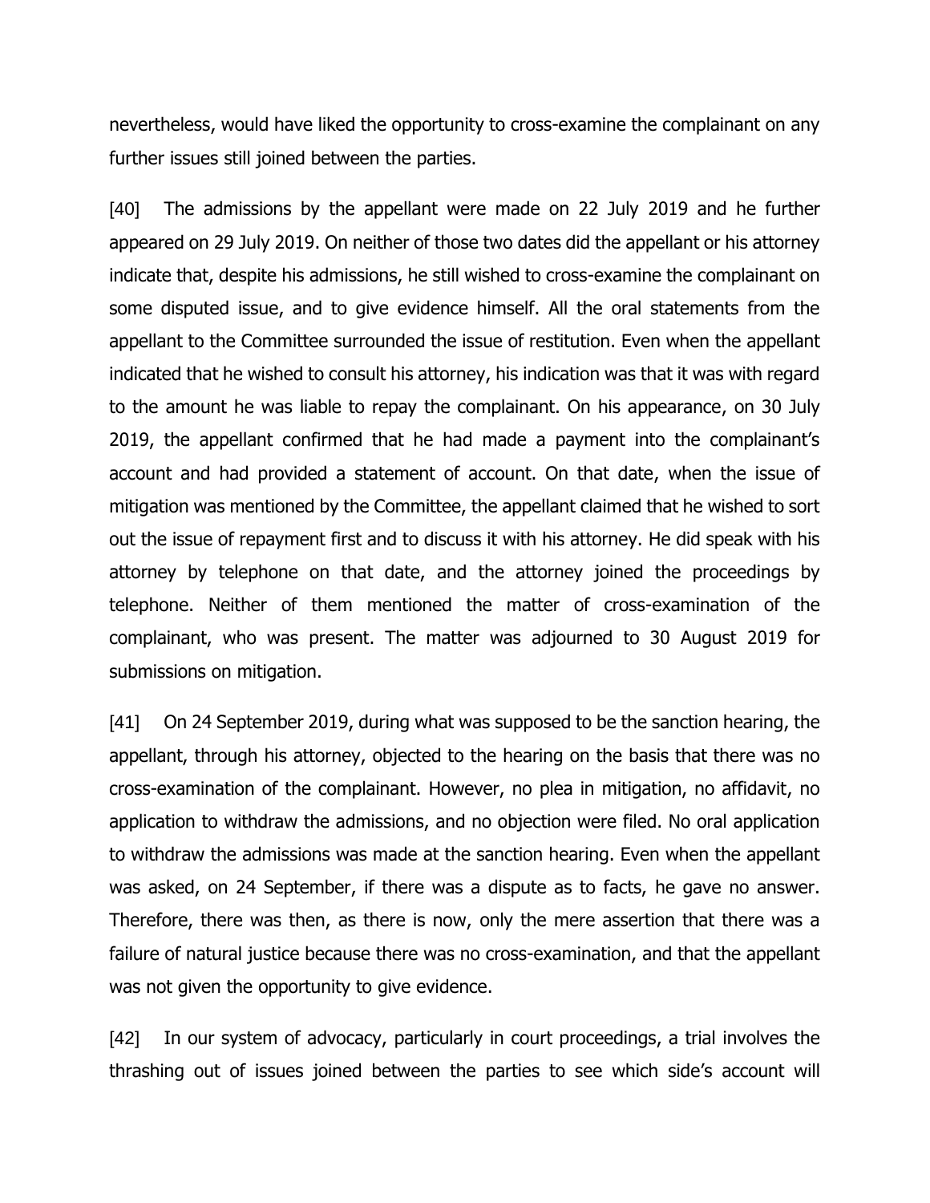nevertheless, would have liked the opportunity to cross-examine the complainant on any further issues still joined between the parties.

[40] The admissions by the appellant were made on 22 July 2019 and he further appeared on 29 July 2019. On neither of those two dates did the appellant or his attorney indicate that, despite his admissions, he still wished to cross-examine the complainant on some disputed issue, and to give evidence himself. All the oral statements from the appellant to the Committee surrounded the issue of restitution. Even when the appellant indicated that he wished to consult his attorney, his indication was that it was with regard to the amount he was liable to repay the complainant. On his appearance, on 30 July 2019, the appellant confirmed that he had made a payment into the complainant's account and had provided a statement of account. On that date, when the issue of mitigation was mentioned by the Committee, the appellant claimed that he wished to sort out the issue of repayment first and to discuss it with his attorney. He did speak with his attorney by telephone on that date, and the attorney joined the proceedings by telephone. Neither of them mentioned the matter of cross-examination of the complainant, who was present. The matter was adjourned to 30 August 2019 for submissions on mitigation.

[41] On 24 September 2019, during what was supposed to be the sanction hearing, the appellant, through his attorney, objected to the hearing on the basis that there was no cross-examination of the complainant. However, no plea in mitigation, no affidavit, no application to withdraw the admissions, and no objection were filed. No oral application to withdraw the admissions was made at the sanction hearing. Even when the appellant was asked, on 24 September, if there was a dispute as to facts, he gave no answer. Therefore, there was then, as there is now, only the mere assertion that there was a failure of natural justice because there was no cross-examination, and that the appellant was not given the opportunity to give evidence.

[42] In our system of advocacy, particularly in court proceedings, a trial involves the thrashing out of issues joined between the parties to see which side's account will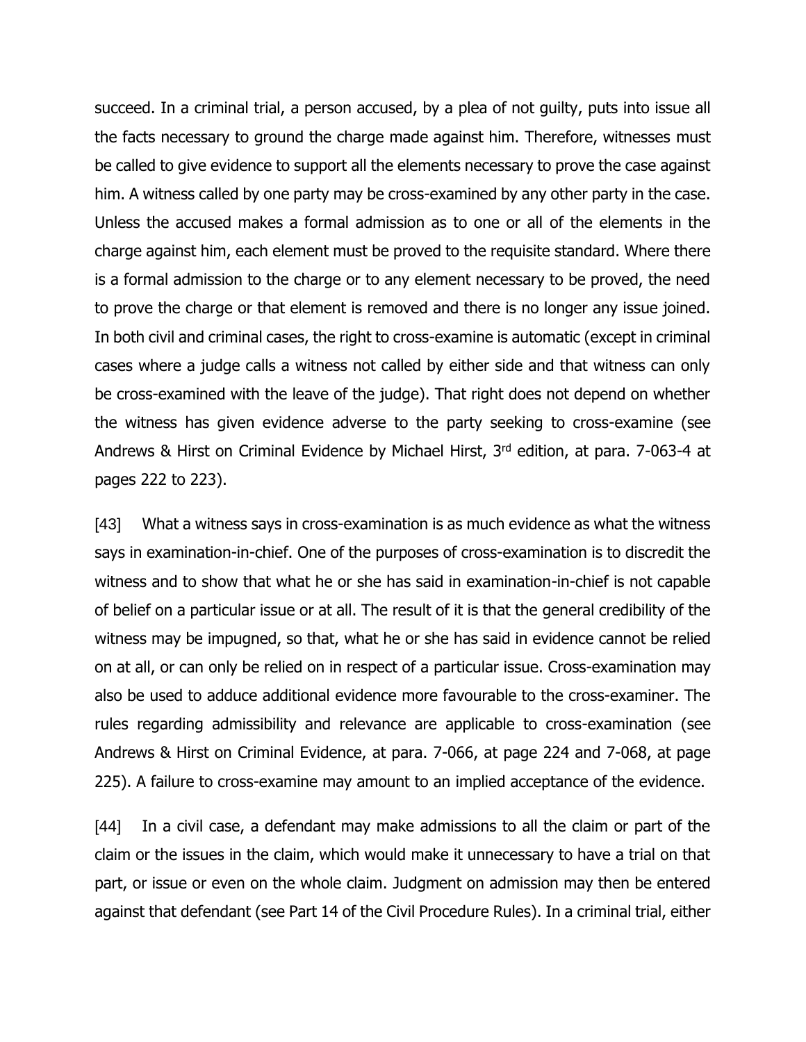succeed. In a criminal trial, a person accused, by a plea of not guilty, puts into issue all the facts necessary to ground the charge made against him. Therefore, witnesses must be called to give evidence to support all the elements necessary to prove the case against him. A witness called by one party may be cross-examined by any other party in the case. Unless the accused makes a formal admission as to one or all of the elements in the charge against him, each element must be proved to the requisite standard. Where there is a formal admission to the charge or to any element necessary to be proved, the need to prove the charge or that element is removed and there is no longer any issue joined. In both civil and criminal cases, the right to cross-examine is automatic (except in criminal cases where a judge calls a witness not called by either side and that witness can only be cross-examined with the leave of the judge). That right does not depend on whether the witness has given evidence adverse to the party seeking to cross-examine (see Andrews & Hirst on Criminal Evidence by Michael Hirst, 3rd edition, at para. 7-063-4 at pages 222 to 223).

[43] What a witness says in cross-examination is as much evidence as what the witness says in examination-in-chief. One of the purposes of cross-examination is to discredit the witness and to show that what he or she has said in examination-in-chief is not capable of belief on a particular issue or at all. The result of it is that the general credibility of the witness may be impugned, so that, what he or she has said in evidence cannot be relied on at all, or can only be relied on in respect of a particular issue. Cross-examination may also be used to adduce additional evidence more favourable to the cross-examiner. The rules regarding admissibility and relevance are applicable to cross-examination (see Andrews & Hirst on Criminal Evidence, at para. 7-066, at page 224 and 7-068, at page 225). A failure to cross-examine may amount to an implied acceptance of the evidence.

[44] In a civil case, a defendant may make admissions to all the claim or part of the claim or the issues in the claim, which would make it unnecessary to have a trial on that part, or issue or even on the whole claim. Judgment on admission may then be entered against that defendant (see Part 14 of the Civil Procedure Rules). In a criminal trial, either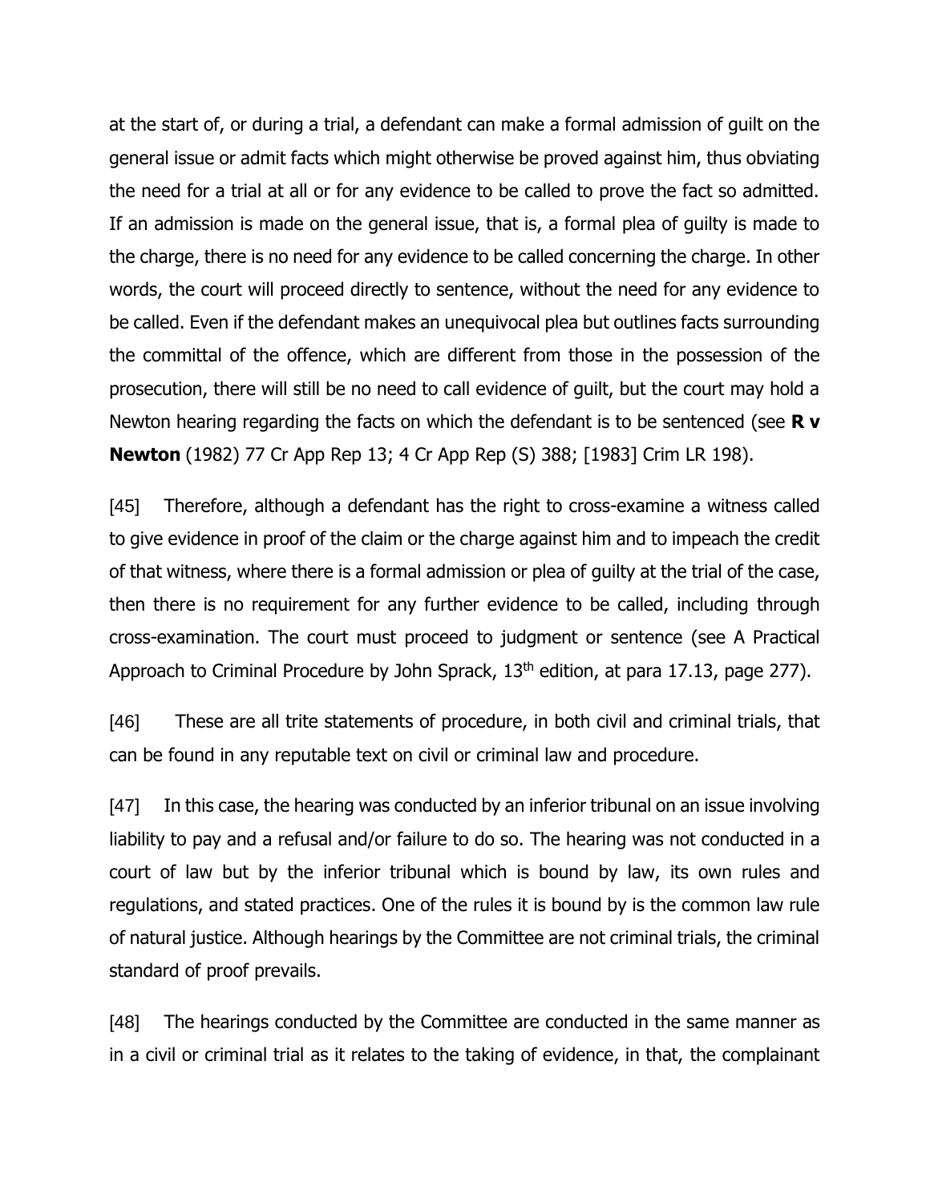at the start of, or during a trial, a defendant can make a formal admission of guilt on the general issue or admit facts which might otherwise be proved against him, thus obviating the need for a trial at all or for any evidence to be called to prove the fact so admitted. If an admission is made on the general issue, that is, a formal plea of guilty is made to the charge, there is no need for any evidence to be called concerning the charge. In other words, the court will proceed directly to sentence, without the need for any evidence to be called. Even if the defendant makes an unequivocal plea but outlines facts surrounding the committal of the offence, which are different from those in the possession of the prosecution, there will still be no need to call evidence of guilt, but the court may hold a Newton hearing regarding the facts on which the defendant is to be sentenced (see **R v Newton** (1982) 77 Cr App Rep 13; 4 Cr App Rep (S) 388; [1983] Crim LR 198).

[45] Therefore, although a defendant has the right to cross-examine a witness called to give evidence in proof of the claim or the charge against him and to impeach the credit of that witness, where there is a formal admission or plea of guilty at the trial of the case, then there is no requirement for any further evidence to be called, including through cross-examination. The court must proceed to judgment or sentence (see A Practical Approach to Criminal Procedure by John Sprack, 13th edition, at para 17.13, page 277).

[46] These are all trite statements of procedure, in both civil and criminal trials, that can be found in any reputable text on civil or criminal law and procedure.

[47] In this case, the hearing was conducted by an inferior tribunal on an issue involving liability to pay and a refusal and/or failure to do so. The hearing was not conducted in a court of law but by the inferior tribunal which is bound by law, its own rules and regulations, and stated practices. One of the rules it is bound by is the common law rule of natural justice. Although hearings by the Committee are not criminal trials, the criminal standard of proof prevails.

[48] The hearings conducted by the Committee are conducted in the same manner as in a civil or criminal trial as it relates to the taking of evidence, in that, the complainant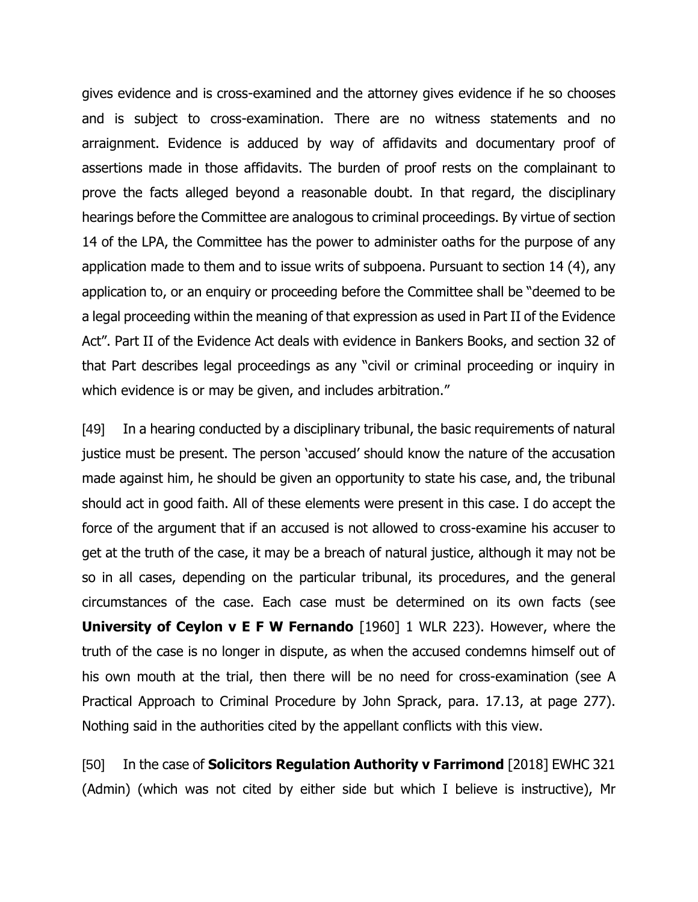gives evidence and is cross-examined and the attorney gives evidence if he so chooses and is subject to cross-examination. There are no witness statements and no arraignment. Evidence is adduced by way of affidavits and documentary proof of assertions made in those affidavits. The burden of proof rests on the complainant to prove the facts alleged beyond a reasonable doubt. In that regard, the disciplinary hearings before the Committee are analogous to criminal proceedings. By virtue of section 14 of the LPA, the Committee has the power to administer oaths for the purpose of any application made to them and to issue writs of subpoena. Pursuant to section 14 (4), any application to, or an enquiry or proceeding before the Committee shall be "deemed to be a legal proceeding within the meaning of that expression as used in Part II of the Evidence Act". Part II of the Evidence Act deals with evidence in Bankers Books, and section 32 of that Part describes legal proceedings as any "civil or criminal proceeding or inquiry in which evidence is or may be given, and includes arbitration."

[49] In a hearing conducted by a disciplinary tribunal, the basic requirements of natural justice must be present. The person 'accused' should know the nature of the accusation made against him, he should be given an opportunity to state his case, and, the tribunal should act in good faith. All of these elements were present in this case. I do accept the force of the argument that if an accused is not allowed to cross-examine his accuser to get at the truth of the case, it may be a breach of natural justice, although it may not be so in all cases, depending on the particular tribunal, its procedures, and the general circumstances of the case. Each case must be determined on its own facts (see **University of Ceylon v E F W Fernando** [1960] 1 WLR 223). However, where the truth of the case is no longer in dispute, as when the accused condemns himself out of his own mouth at the trial, then there will be no need for cross-examination (see A Practical Approach to Criminal Procedure by John Sprack, para. 17.13, at page 277). Nothing said in the authorities cited by the appellant conflicts with this view.

[50] In the case of **Solicitors Regulation Authority v Farrimond** [2018] EWHC 321 (Admin) (which was not cited by either side but which I believe is instructive), Mr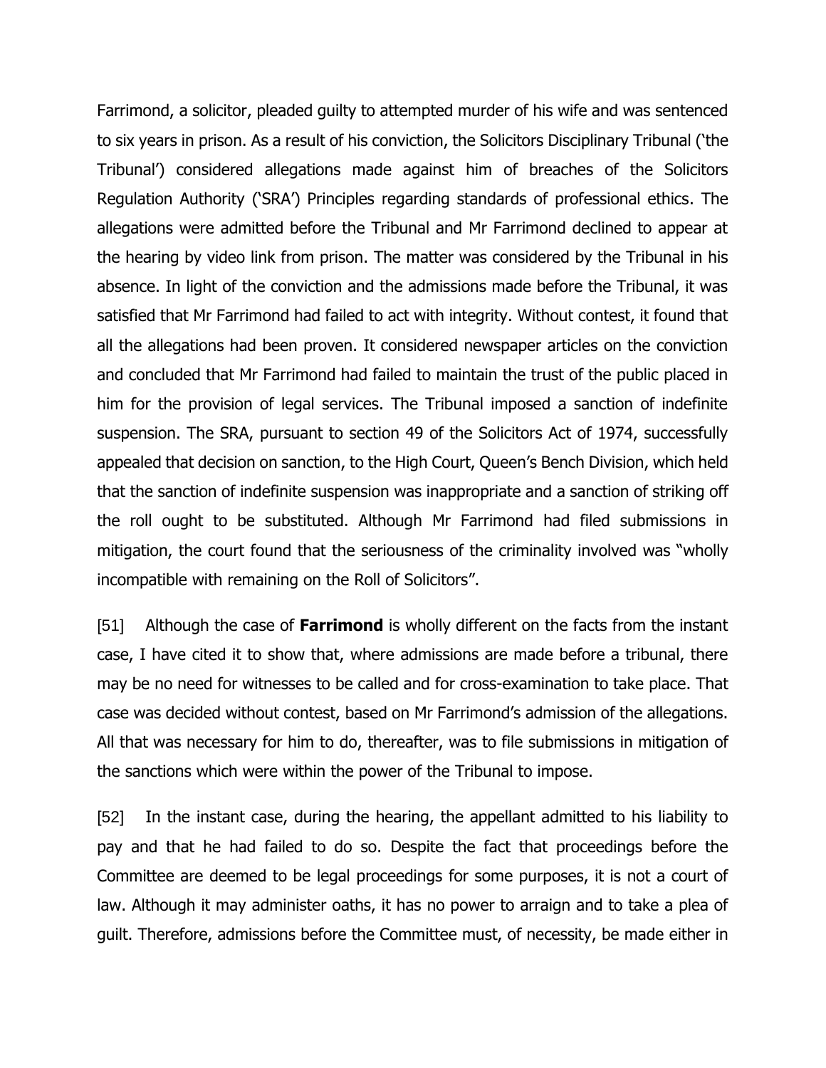Farrimond, a solicitor, pleaded guilty to attempted murder of his wife and was sentenced to six years in prison. As a result of his conviction, the Solicitors Disciplinary Tribunal ('the Tribunal') considered allegations made against him of breaches of the Solicitors Regulation Authority ('SRA') Principles regarding standards of professional ethics. The allegations were admitted before the Tribunal and Mr Farrimond declined to appear at the hearing by video link from prison. The matter was considered by the Tribunal in his absence. In light of the conviction and the admissions made before the Tribunal, it was satisfied that Mr Farrimond had failed to act with integrity. Without contest, it found that all the allegations had been proven. It considered newspaper articles on the conviction and concluded that Mr Farrimond had failed to maintain the trust of the public placed in him for the provision of legal services. The Tribunal imposed a sanction of indefinite suspension. The SRA, pursuant to section 49 of the Solicitors Act of 1974, successfully appealed that decision on sanction, to the High Court, Queen's Bench Division, which held that the sanction of indefinite suspension was inappropriate and a sanction of striking off the roll ought to be substituted. Although Mr Farrimond had filed submissions in mitigation, the court found that the seriousness of the criminality involved was "wholly incompatible with remaining on the Roll of Solicitors".

[51] Although the case of **Farrimond** is wholly different on the facts from the instant case, I have cited it to show that, where admissions are made before a tribunal, there may be no need for witnesses to be called and for cross-examination to take place. That case was decided without contest, based on Mr Farrimond's admission of the allegations. All that was necessary for him to do, thereafter, was to file submissions in mitigation of the sanctions which were within the power of the Tribunal to impose.

[52] In the instant case, during the hearing, the appellant admitted to his liability to pay and that he had failed to do so. Despite the fact that proceedings before the Committee are deemed to be legal proceedings for some purposes, it is not a court of law. Although it may administer oaths, it has no power to arraign and to take a plea of guilt. Therefore, admissions before the Committee must, of necessity, be made either in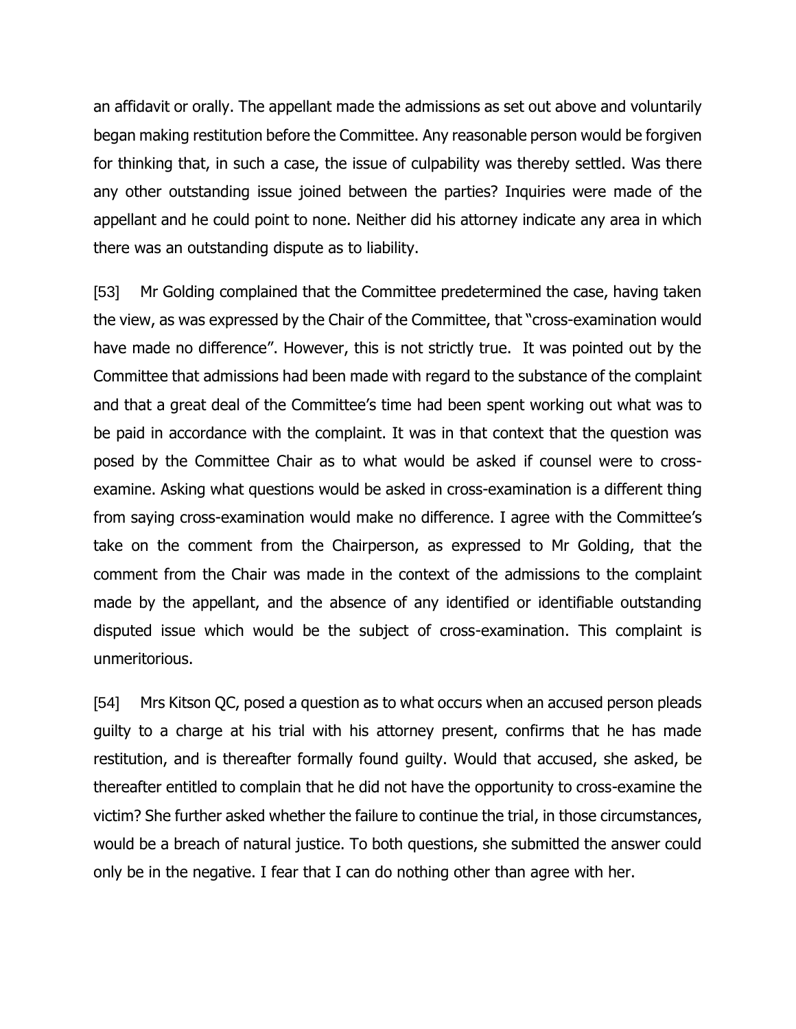an affidavit or orally. The appellant made the admissions as set out above and voluntarily began making restitution before the Committee. Any reasonable person would be forgiven for thinking that, in such a case, the issue of culpability was thereby settled. Was there any other outstanding issue joined between the parties? Inquiries were made of the appellant and he could point to none. Neither did his attorney indicate any area in which there was an outstanding dispute as to liability.

[53] Mr Golding complained that the Committee predetermined the case, having taken the view, as was expressed by the Chair of the Committee, that "cross-examination would have made no difference". However, this is not strictly true. It was pointed out by the Committee that admissions had been made with regard to the substance of the complaint and that a great deal of the Committee's time had been spent working out what was to be paid in accordance with the complaint. It was in that context that the question was posed by the Committee Chair as to what would be asked if counsel were to cross-examine. Asking what questions would be asked in cross-examination is a different thing from saying cross-examination would make no difference. I agree with the Committee's take on the comment from the Chairperson, as expressed to Mr Golding, that the comment from the Chair was made in the context of the admissions to the complaint made by the appellant, and the absence of any identified or identifiable outstanding disputed issue which would be the subject of cross-examination. This complaint is unmeritorious.

[54] Mrs Kitson QC, posed a question as to what occurs when an accused person pleads guilty to a charge at his trial with his attorney present, confirms that he has made restitution, and is thereafter formally found guilty. Would that accused, she asked, be thereafter entitled to complain that he did not have the opportunity to cross-examine the victim? She further asked whether the failure to continue the trial, in those circumstances, would be a breach of natural justice. To both questions, she submitted the answer could only be in the negative. I fear that I can do nothing other than agree with her.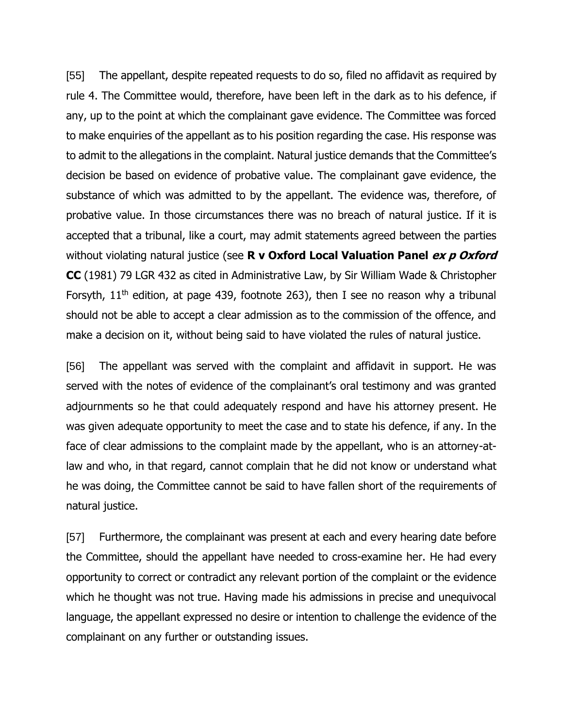[55] The appellant, despite repeated requests to do so, filed no affidavit as required by rule 4. The Committee would, therefore, have been left in the dark as to his defence, if any, up to the point at which the complainant gave evidence. The Committee was forced to make enquiries of the appellant as to his position regarding the case. His response was to admit to the allegations in the complaint. Natural justice demands that the Committee's decision be based on evidence of probative value. The complainant gave evidence, the substance of which was admitted to by the appellant. The evidence was, therefore, of probative value. In those circumstances there was no breach of natural justice. If it is accepted that a tribunal, like a court, may admit statements agreed between the parties without violating natural justice (see **R v Oxford Local Valuation Panel *ex p Oxford* CC** (1981) 79 LGR 432 as cited in Administrative Law, by Sir William Wade & Christopher Forsyth, 11th edition, at page 439, footnote 263), then I see no reason why a tribunal should not be able to accept a clear admission as to the commission of the offence, and make a decision on it, without being said to have violated the rules of natural justice.

[56] The appellant was served with the complaint and affidavit in support. He was served with the notes of evidence of the complainant's oral testimony and was granted adjournments so he that could adequately respond and have his attorney present. He was given adequate opportunity to meet the case and to state his defence, if any. In the face of clear admissions to the complaint made by the appellant, who is an attorney-at-law and who, in that regard, cannot complain that he did not know or understand what he was doing, the Committee cannot be said to have fallen short of the requirements of natural justice.

[57] Furthermore, the complainant was present at each and every hearing date before the Committee, should the appellant have needed to cross-examine her. He had every opportunity to correct or contradict any relevant portion of the complaint or the evidence which he thought was not true. Having made his admissions in precise and unequivocal language, the appellant expressed no desire or intention to challenge the evidence of the complainant on any further or outstanding issues.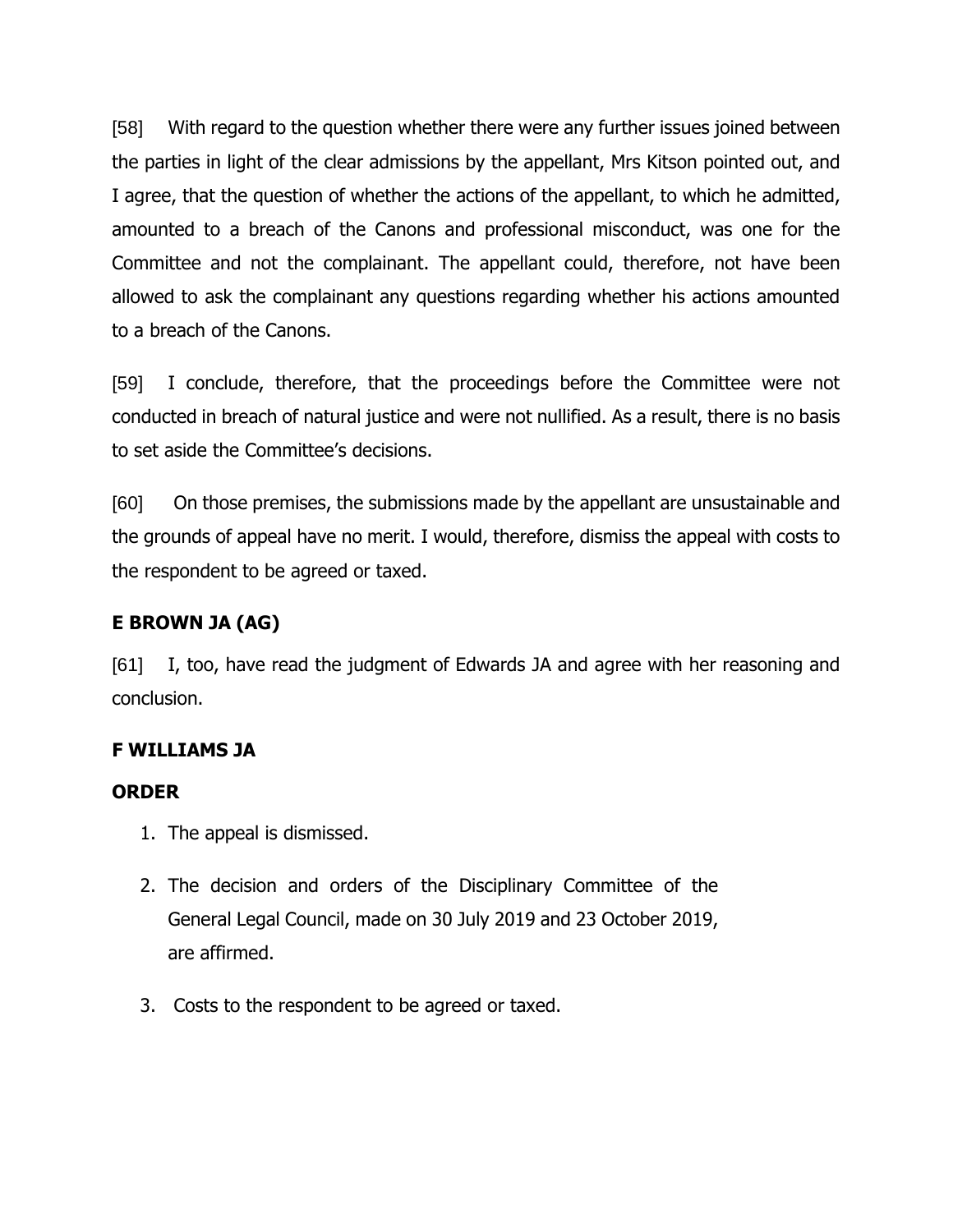[58] With regard to the question whether there were any further issues joined between the parties in light of the clear admissions by the appellant, Mrs Kitson pointed out, and I agree, that the question of whether the actions of the appellant, to which he admitted, amounted to a breach of the Canons and professional misconduct, was one for the Committee and not the complainant. The appellant could, therefore, not have been allowed to ask the complainant any questions regarding whether his actions amounted to a breach of the Canons.

[59] I conclude, therefore, that the proceedings before the Committee were not conducted in breach of natural justice and were not nullified. As a result, there is no basis to set aside the Committee's decisions.

[60] On those premises, the submissions made by the appellant are unsustainable and the grounds of appeal have no merit. I would, therefore, dismiss the appeal with costs to the respondent to be agreed or taxed.

**E BROWN JA (AG)**

[61] I, too, have read the judgment of Edwards JA and agree with her reasoning and conclusion.

**F WILLIAMS JA**

**ORDER**

1. The appeal is dismissed.
2. The decision and orders of the Disciplinary Committee of the General Legal Council, made on 30 July 2019 and 23 October 2019, are affirmed.
3. Costs to the respondent to be agreed or taxed.